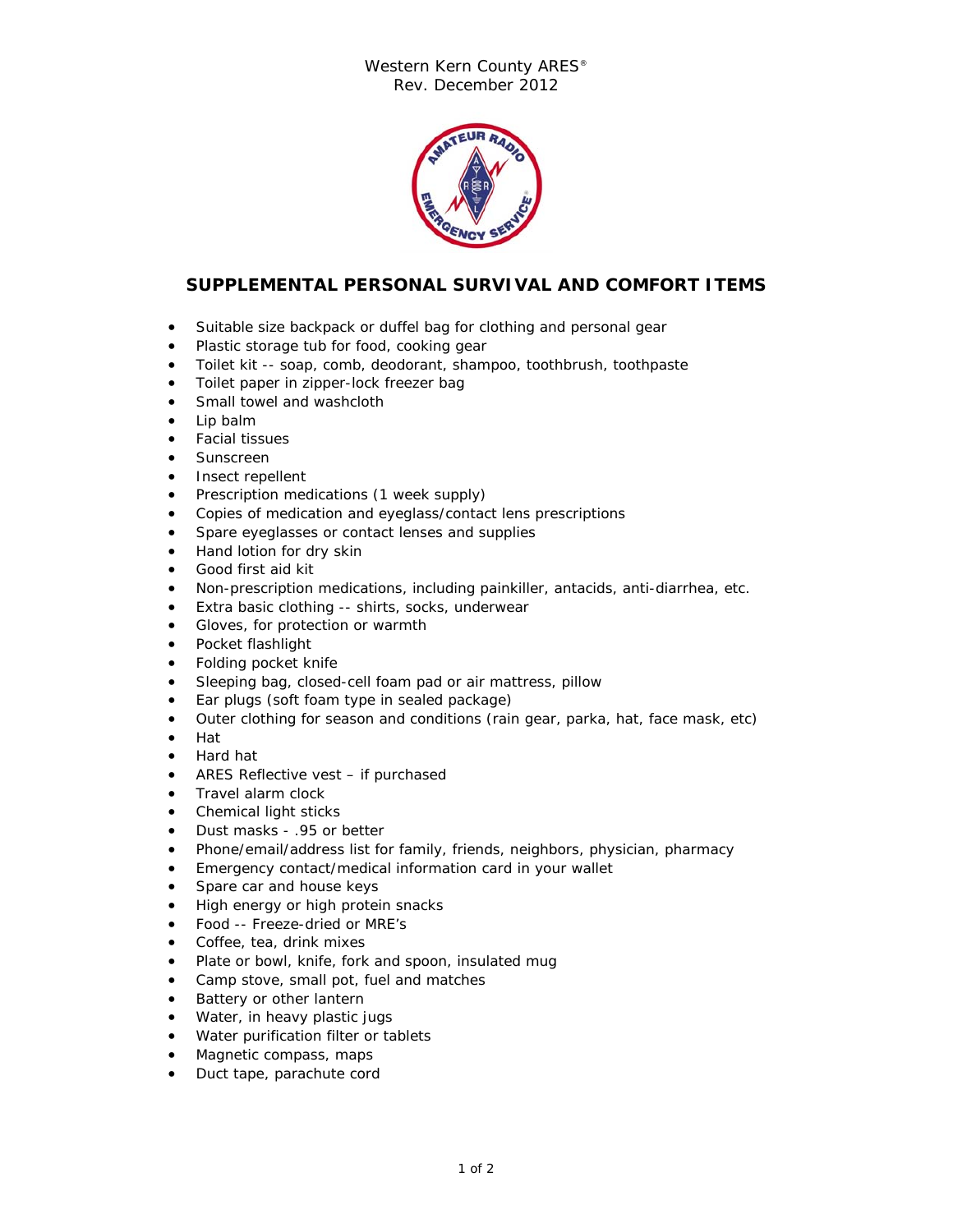Western Kern County ARES®
Rev. December 2012

## SUPPLEMENTAL PERSONAL SURVIVAL AND COMFORT ITEMS

- Suitable size backpack or duffel bag for clothing and personal gear
- Plastic storage tub for food, cooking gear
- Toilet kit -- soap, comb, deodorant, shampoo, toothbrush, toothpaste
- Toilet paper in zipper-lock freezer bag
- Small towel and washcloth
- Lip balm
- Facial tissues
- Sunscreen
- Insect repellent
- Prescription medications (1 week supply)
- Copies of medication and eyeglass/contact lens prescriptions
- Spare eyeglasses or contact lenses and supplies
- Hand lotion for dry skin
- Good first aid kit
- Non-prescription medications, including painkiller, antacids, anti-diarrhea, etc.
- Extra basic clothing -- shirts, socks, underwear
- Gloves, for protection or warmth
- Pocket flashlight
- Folding pocket knife
- Sleeping bag, closed-cell foam pad or air mattress, pillow
- Ear plugs (soft foam type in sealed package)
- Outer clothing for season and conditions (rain gear, parka, hat, face mask, etc)
- Hat
- Hard hat
- ARES Reflective vest – if purchased
- Travel alarm clock
- Chemical light sticks
- Dust masks - .95 or better
- Phone/email/address list for family, friends, neighbors, physician, pharmacy
- Emergency contact/medical information card in your wallet
- Spare car and house keys
- High energy or high protein snacks
- Food -- Freeze-dried or MRE's
- Coffee, tea, drink mixes
- Plate or bowl, knife, fork and spoon, insulated mug
- Camp stove, small pot, fuel and matches
- Battery or other lantern
- Water, in heavy plastic jugs
- Water purification filter or tablets
- Magnetic compass, maps
- Duct tape, parachute cord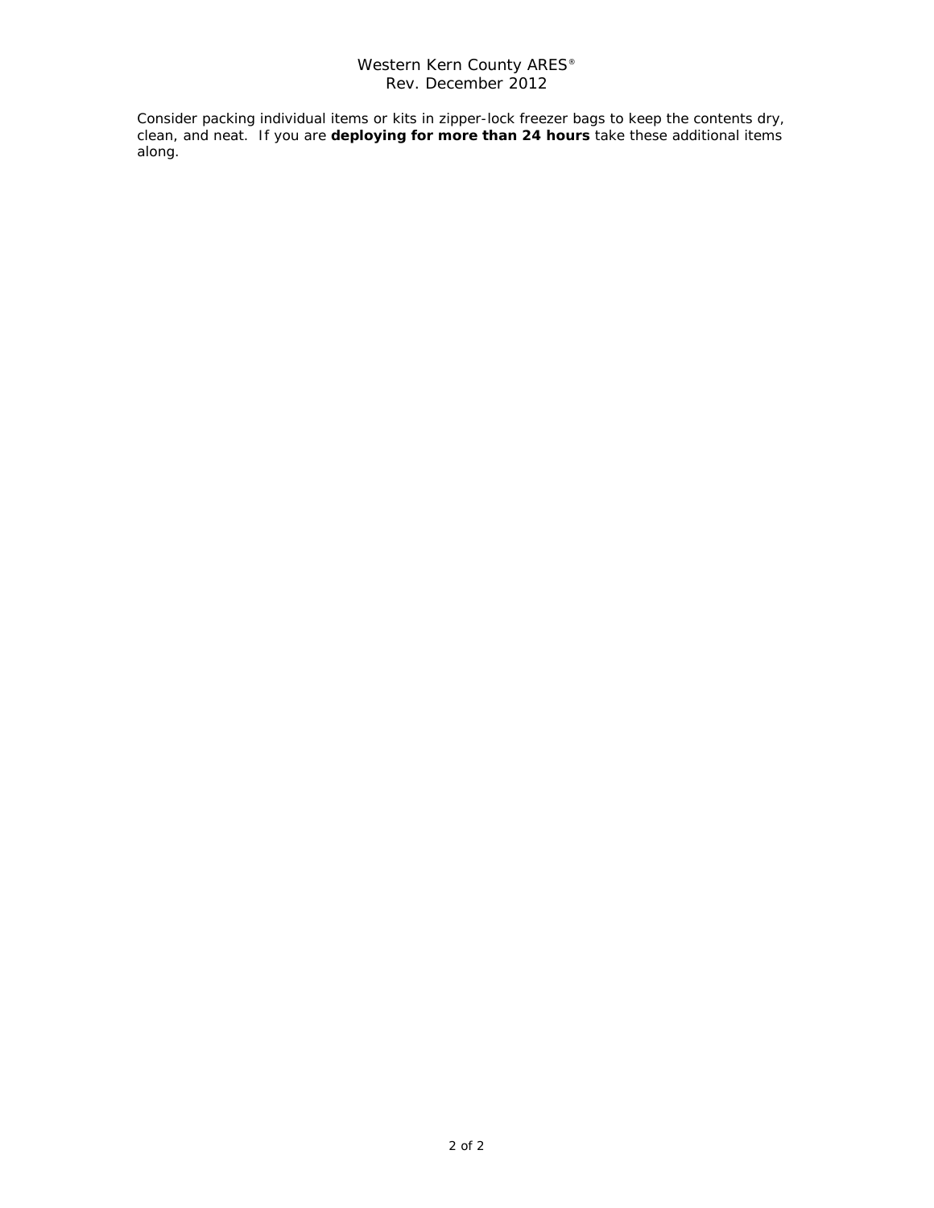Consider packing individual items or kits in zipper-lock freezer bags to keep the contents dry, clean, and neat. If you are **deploying for more than 24 hours** take these additional items along.